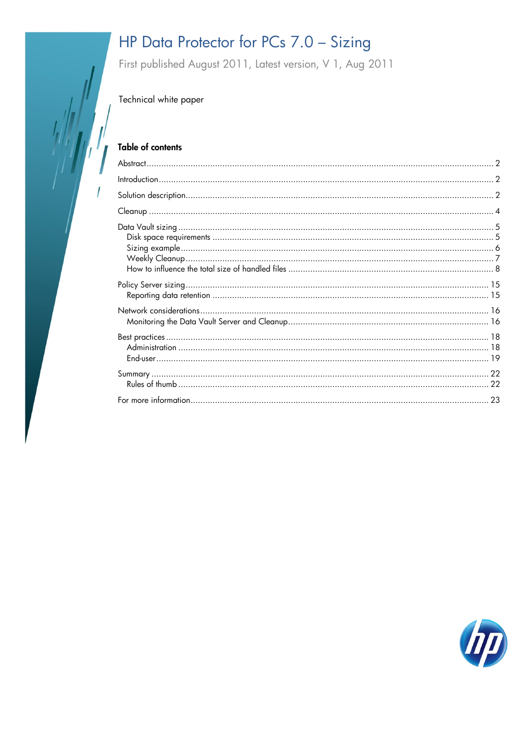# HP Data Protector for PCs 7.0 – Sizing

First published August 2011, Latest version, V 1, Aug 2011

Technical white paper

## Table of contents

Abstract ..... 2

Introduction ..... 2

Solution description ..... 2

Cleanup ..... 4

Data Vault sizing ..... 5
- Disk space requirements ..... 5
- Sizing example ..... 6
- Weekly Cleanup ..... 7
- How to influence the total size of handled files ..... 8

Policy Server sizing ..... 15
- Reporting data retention ..... 15

Network considerations ..... 16
- Monitoring the Data Vault Server and Cleanup ..... 16

Best practices ..... 18
- Administration ..... 18
- End-user ..... 19

Summary ..... 22
- Rules of thumb ..... 22

For more information ..... 23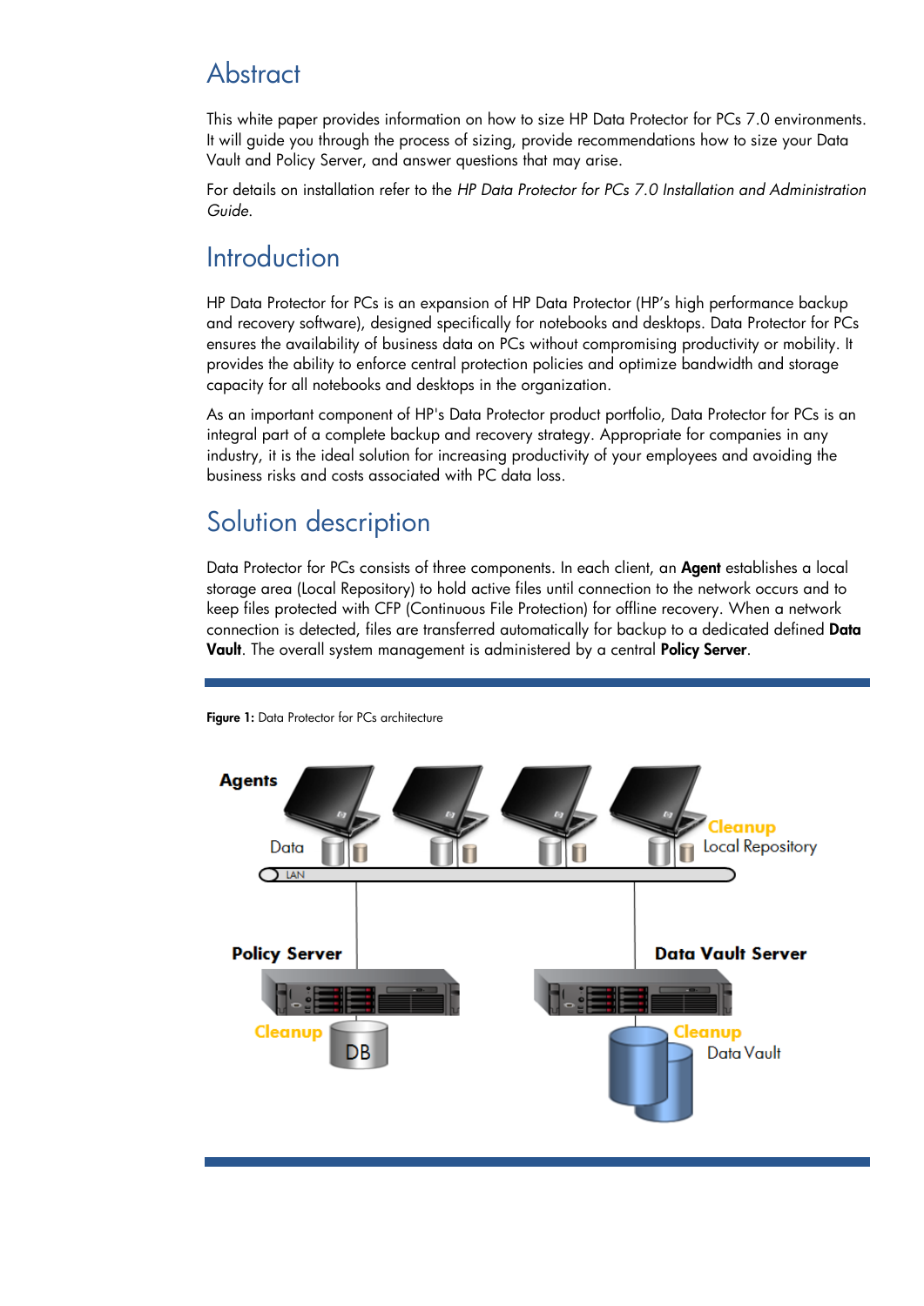## Abstract

This white paper provides information on how to size HP Data Protector for PCs 7.0 environments. It will guide you through the process of sizing, provide recommendations how to size your Data Vault and Policy Server, and answer questions that may arise.

For details on installation refer to the *HP Data Protector for PCs 7.0 Installation and Administration Guide*.

## Introduction

HP Data Protector for PCs is an expansion of HP Data Protector (HP's high performance backup and recovery software), designed specifically for notebooks and desktops. Data Protector for PCs ensures the availability of business data on PCs without compromising productivity or mobility. It provides the ability to enforce central protection policies and optimize bandwidth and storage capacity for all notebooks and desktops in the organization.

As an important component of HP's Data Protector product portfolio, Data Protector for PCs is an integral part of a complete backup and recovery strategy. Appropriate for companies in any industry, it is the ideal solution for increasing productivity of your employees and avoiding the business risks and costs associated with PC data loss.

## Solution description

Data Protector for PCs consists of three components. In each client, an **Agent** establishes a local storage area (Local Repository) to hold active files until connection to the network occurs and to keep files protected with CFP (Continuous File Protection) for offline recovery. When a network connection is detected, files are transferred automatically for backup to a dedicated defined **Data Vault**. The overall system management is administered by a central **Policy Server**.

**Figure 1:** Data Protector for PCs architecture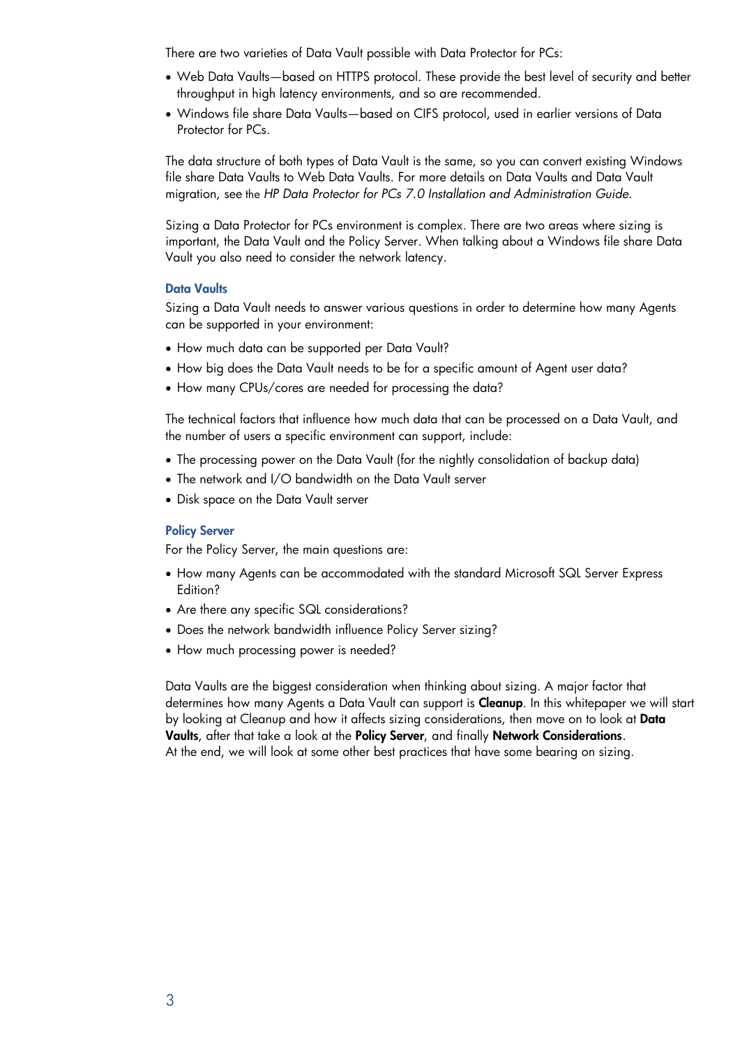There are two varieties of Data Vault possible with Data Protector for PCs:

- Web Data Vaults—based on HTTPS protocol. These provide the best level of security and better throughput in high latency environments, and so are recommended.
- Windows file share Data Vaults—based on CIFS protocol, used in earlier versions of Data Protector for PCs.

The data structure of both types of Data Vault is the same, so you can convert existing Windows file share Data Vaults to Web Data Vaults. For more details on Data Vaults and Data Vault migration, see the *HP Data Protector for PCs 7.0 Installation and Administration Guide*.

Sizing a Data Protector for PCs environment is complex. There are two areas where sizing is important, the Data Vault and the Policy Server. When talking about a Windows file share Data Vault you also need to consider the network latency.

### Data Vaults

Sizing a Data Vault needs to answer various questions in order to determine how many Agents can be supported in your environment:

- How much data can be supported per Data Vault?
- How big does the Data Vault needs to be for a specific amount of Agent user data?
- How many CPUs/cores are needed for processing the data?

The technical factors that influence how much data that can be processed on a Data Vault, and the number of users a specific environment can support, include:

- The processing power on the Data Vault (for the nightly consolidation of backup data)
- The network and I/O bandwidth on the Data Vault server
- Disk space on the Data Vault server

### Policy Server

For the Policy Server, the main questions are:

- How many Agents can be accommodated with the standard Microsoft SQL Server Express Edition?
- Are there any specific SQL considerations?
- Does the network bandwidth influence Policy Server sizing?
- How much processing power is needed?

Data Vaults are the biggest consideration when thinking about sizing. A major factor that determines how many Agents a Data Vault can support is **Cleanup**. In this whitepaper we will start by looking at Cleanup and how it affects sizing considerations, then move on to look at **Data Vaults**, after that take a look at the **Policy Server**, and finally **Network Considerations**. At the end, we will look at some other best practices that have some bearing on sizing.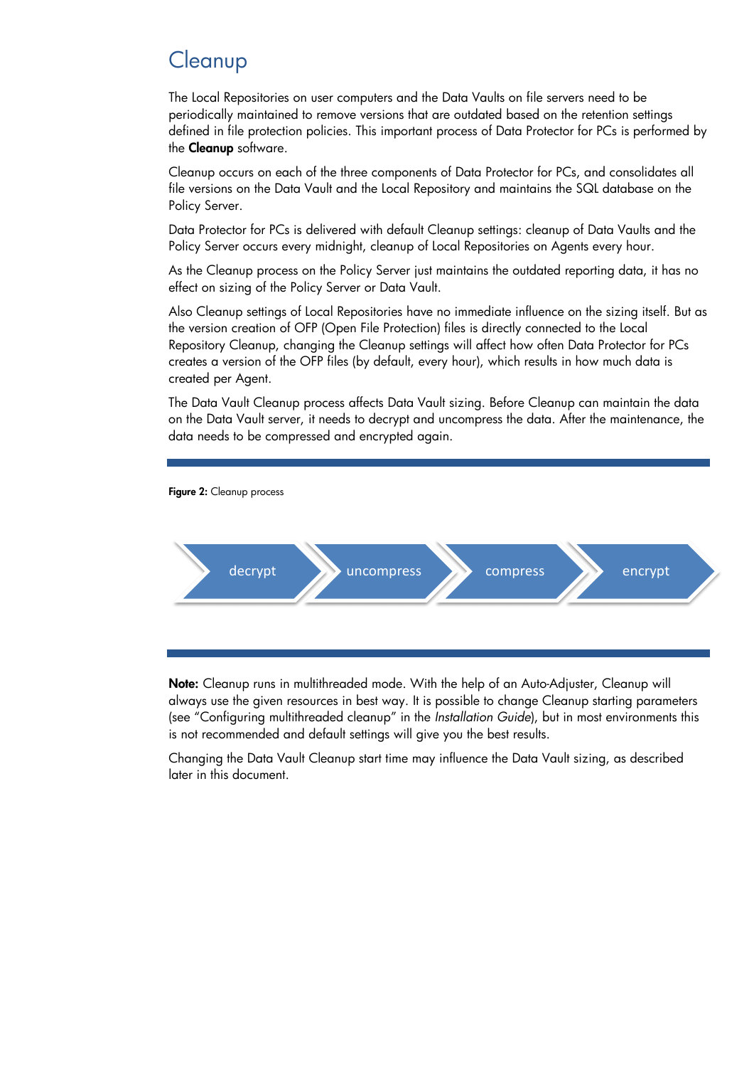# Cleanup

The Local Repositories on user computers and the Data Vaults on file servers need to be periodically maintained to remove versions that are outdated based on the retention settings defined in file protection policies. This important process of Data Protector for PCs is performed by the **Cleanup** software.

Cleanup occurs on each of the three components of Data Protector for PCs, and consolidates all file versions on the Data Vault and the Local Repository and maintains the SQL database on the Policy Server.

Data Protector for PCs is delivered with default Cleanup settings: cleanup of Data Vaults and the Policy Server occurs every midnight, cleanup of Local Repositories on Agents every hour.

As the Cleanup process on the Policy Server just maintains the outdated reporting data, it has no effect on sizing of the Policy Server or Data Vault.

Also Cleanup settings of Local Repositories have no immediate influence on the sizing itself. But as the version creation of OFP (Open File Protection) files is directly connected to the Local Repository Cleanup, changing the Cleanup settings will affect how often Data Protector for PCs creates a version of the OFP files (by default, every hour), which results in how much data is created per Agent.

The Data Vault Cleanup process affects Data Vault sizing. Before Cleanup can maintain the data on the Data Vault server, it needs to decrypt and uncompress the data. After the maintenance, the data needs to be compressed and encrypted again.

**Figure 2:** Cleanup process

decrypt → uncompress → compress → encrypt

**Note:** Cleanup runs in multithreaded mode. With the help of an Auto-Adjuster, Cleanup will always use the given resources in best way. It is possible to change Cleanup starting parameters (see "Configuring multithreaded cleanup" in the *Installation Guide*), but in most environments this is not recommended and default settings will give you the best results.

Changing the Data Vault Cleanup start time may influence the Data Vault sizing, as described later in this document.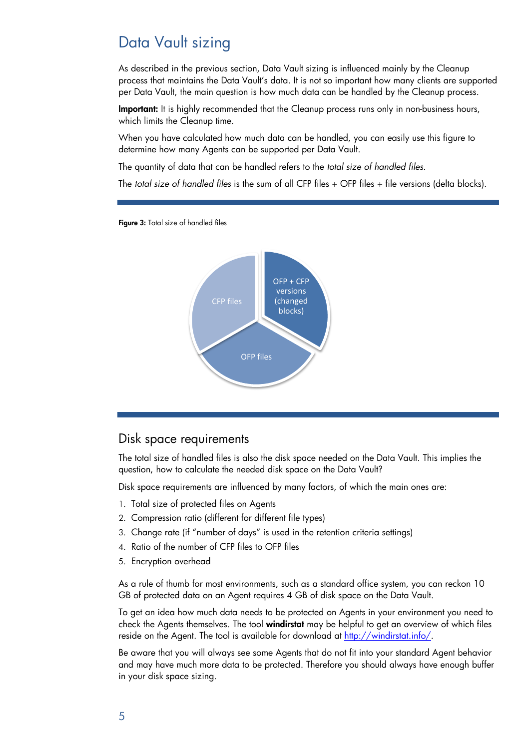# Data Vault sizing

As described in the previous section, Data Vault sizing is influenced mainly by the Cleanup process that maintains the Data Vault's data. It is not so important how many clients are supported per Data Vault, the main question is how much data can be handled by the Cleanup process.

**Important:** It is highly recommended that the Cleanup process runs only in non-business hours, which limits the Cleanup time.

When you have calculated how much data can be handled, you can easily use this figure to determine how many Agents can be supported per Data Vault.

The quantity of data that can be handled refers to the *total size of handled files*.

The *total size of handled files* is the sum of all CFP files + OFP files + file versions (delta blocks).

**Figure 3:** Total size of handled files

## Disk space requirements

The total size of handled files is also the disk space needed on the Data Vault. This implies the question, how to calculate the needed disk space on the Data Vault?

Disk space requirements are influenced by many factors, of which the main ones are:

1. Total size of protected files on Agents
2. Compression ratio (different for different file types)
3. Change rate (if "number of days" is used in the retention criteria settings)
4. Ratio of the number of CFP files to OFP files
5. Encryption overhead

As a rule of thumb for most environments, such as a standard office system, you can reckon 10 GB of protected data on an Agent requires 4 GB of disk space on the Data Vault.

To get an idea how much data needs to be protected on Agents in your environment you need to check the Agents themselves. The tool **windirstat** may be helpful to get an overview of which files reside on the Agent. The tool is available for download at http://windirstat.info/.

Be aware that you will always see some Agents that do not fit into your standard Agent behavior and may have much more data to be protected. Therefore you should always have enough buffer in your disk space sizing.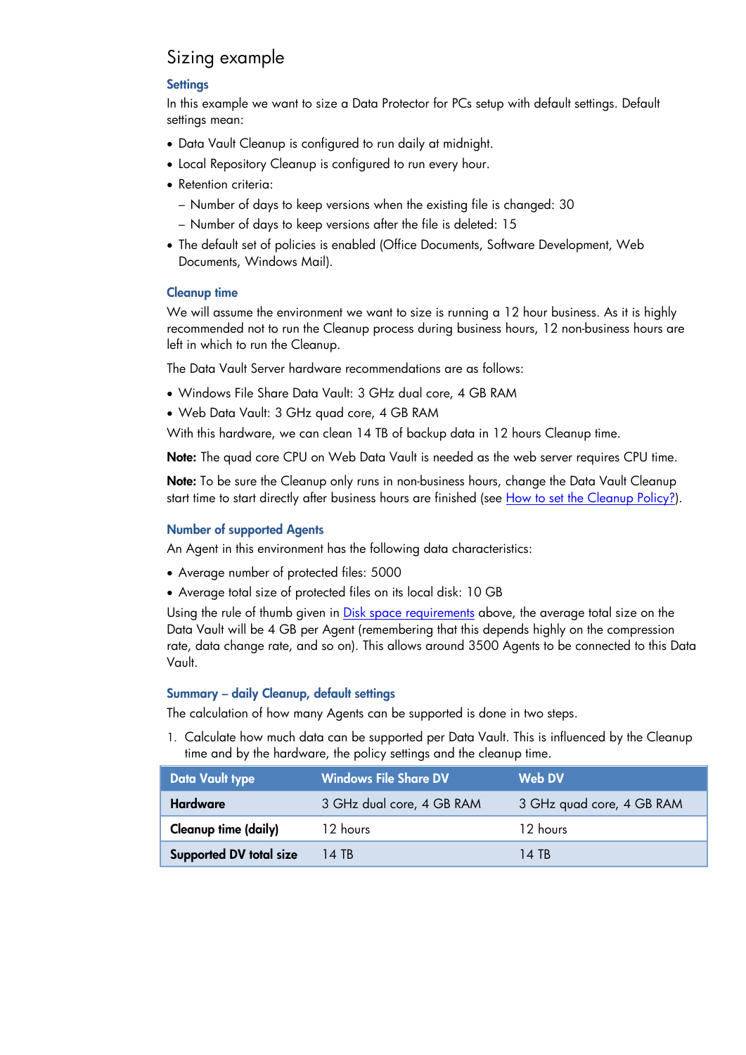## Sizing example

### Settings

In this example we want to size a Data Protector for PCs setup with default settings. Default settings mean:

- Data Vault Cleanup is configured to run daily at midnight.
- Local Repository Cleanup is configured to run every hour.
- Retention criteria:
  - Number of days to keep versions when the existing file is changed: 30
  - Number of days to keep versions after the file is deleted: 15
- The default set of policies is enabled (Office Documents, Software Development, Web Documents, Windows Mail).

### Cleanup time

We will assume the environment we want to size is running a 12 hour business. As it is highly recommended not to run the Cleanup process during business hours, 12 non-business hours are left in which to run the Cleanup.

The Data Vault Server hardware recommendations are as follows:

- Windows File Share Data Vault: 3 GHz dual core, 4 GB RAM
- Web Data Vault: 3 GHz quad core, 4 GB RAM

With this hardware, we can clean 14 TB of backup data in 12 hours Cleanup time.

**Note:** The quad core CPU on Web Data Vault is needed as the web server requires CPU time.

**Note:** To be sure the Cleanup only runs in non-business hours, change the Data Vault Cleanup start time to start directly after business hours are finished (see How to set the Cleanup Policy?).

### Number of supported Agents

An Agent in this environment has the following data characteristics:

- Average number of protected files: 5000
- Average total size of protected files on its local disk: 10 GB

Using the rule of thumb given in Disk space requirements above, the average total size on the Data Vault will be 4 GB per Agent (remembering that this depends highly on the compression rate, data change rate, and so on). This allows around 3500 Agents to be connected to this Data Vault.

### Summary – daily Cleanup, default settings

The calculation of how many Agents can be supported is done in two steps.

1. Calculate how much data can be supported per Data Vault. This is influenced by the Cleanup time and by the hardware, the policy settings and the cleanup time.

| Data Vault type | Windows File Share DV | Web DV |
|---|---|---|
| **Hardware** | 3 GHz dual core, 4 GB RAM | 3 GHz quad core, 4 GB RAM |
| **Cleanup time (daily)** | 12 hours | 12 hours |
| **Supported DV total size** | 14 TB | 14 TB |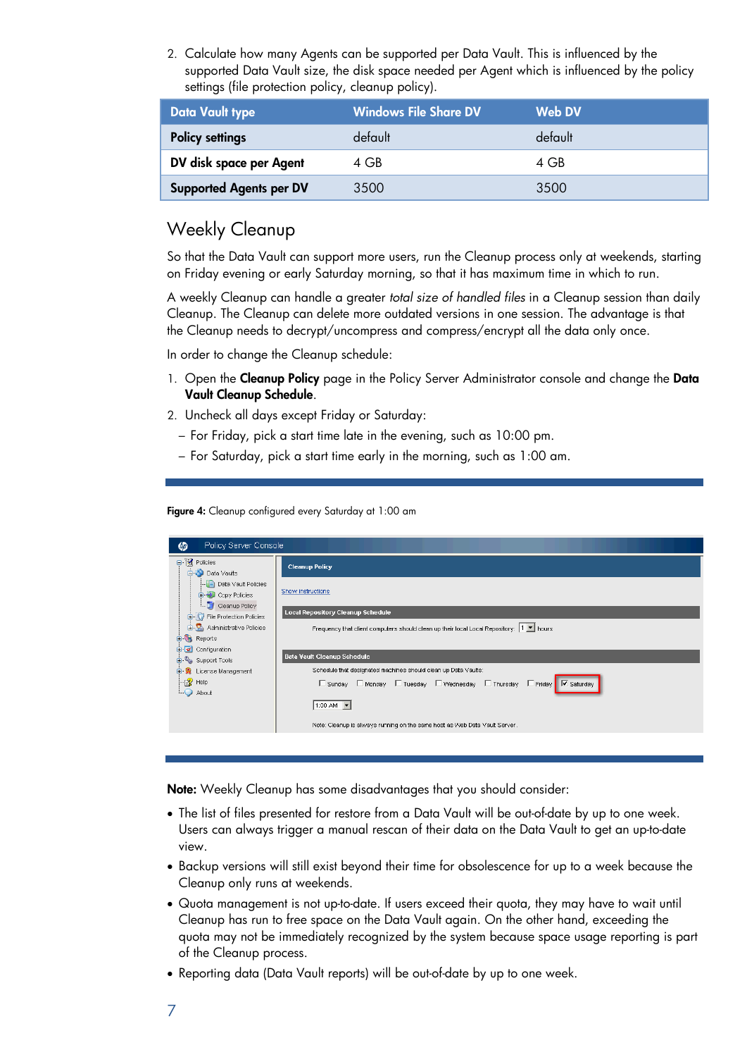2. Calculate how many Agents can be supported per Data Vault. This is influenced by the supported Data Vault size, the disk space needed per Agent which is influenced by the policy settings (file protection policy, cleanup policy).

| Data Vault type | Windows File Share DV | Web DV |
|---|---|---|
| **Policy settings** | default | default |
| **DV disk space per Agent** | 4 GB | 4 GB |
| **Supported Agents per DV** | 3500 | 3500 |

## Weekly Cleanup

So that the Data Vault can support more users, run the Cleanup process only at weekends, starting on Friday evening or early Saturday morning, so that it has maximum time in which to run.

A weekly Cleanup can handle a greater *total size of handled files* in a Cleanup session than daily Cleanup. The Cleanup can delete more outdated versions in one session. The advantage is that the Cleanup needs to decrypt/uncompress and compress/encrypt all the data only once.

In order to change the Cleanup schedule:

1. Open the **Cleanup Policy** page in the Policy Server Administrator console and change the **Data Vault Cleanup Schedule**.
2. Uncheck all days except Friday or Saturday:
   – For Friday, pick a start time late in the evening, such as 10:00 pm.
   – For Saturday, pick a start time early in the morning, such as 1:00 am.

**Figure 4:** Cleanup configured every Saturday at 1:00 am

**Note:** Weekly Cleanup has some disadvantages that you should consider:

- The list of files presented for restore from a Data Vault will be out-of-date by up to one week. Users can always trigger a manual rescan of their data on the Data Vault to get an up-to-date view.
- Backup versions will still exist beyond their time for obsolescence for up to a week because the Cleanup only runs at weekends.
- Quota management is not up-to-date. If users exceed their quota, they may have to wait until Cleanup has run to free space on the Data Vault again. On the other hand, exceeding the quota may not be immediately recognized by the system because space usage reporting is part of the Cleanup process.
- Reporting data (Data Vault reports) will be out-of-date by up to one week.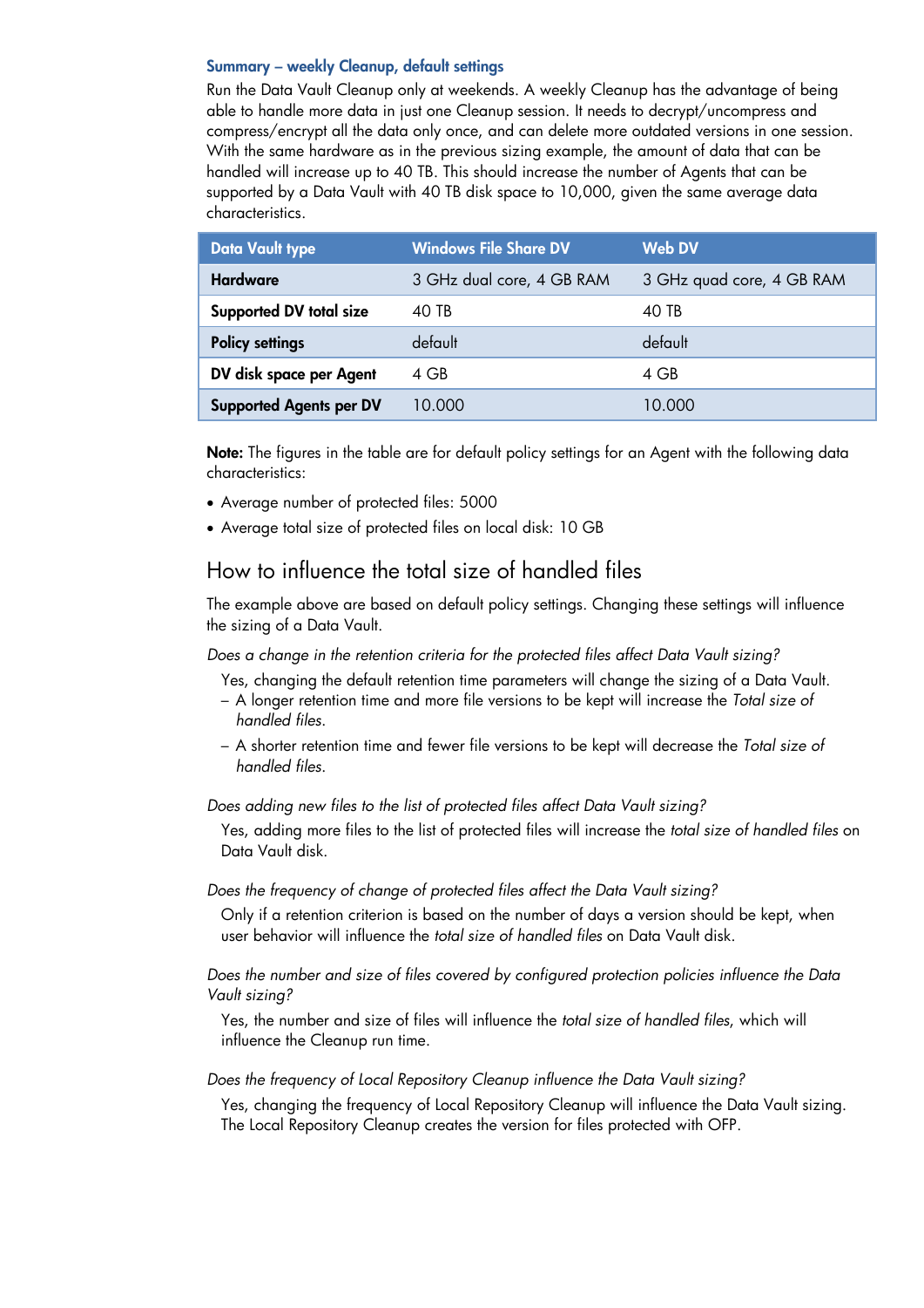### Summary – weekly Cleanup, default settings

Run the Data Vault Cleanup only at weekends. A weekly Cleanup has the advantage of being able to handle more data in just one Cleanup session. It needs to decrypt/uncompress and compress/encrypt all the data only once, and can delete more outdated versions in one session. With the same hardware as in the previous sizing example, the amount of data that can be handled will increase up to 40 TB. This should increase the number of Agents that can be supported by a Data Vault with 40 TB disk space to 10,000, given the same average data characteristics.

| Data Vault type | Windows File Share DV | Web DV |
|---|---|---|
| **Hardware** | 3 GHz dual core, 4 GB RAM | 3 GHz quad core, 4 GB RAM |
| **Supported DV total size** | 40 TB | 40 TB |
| **Policy settings** | default | default |
| **DV disk space per Agent** | 4 GB | 4 GB |
| **Supported Agents per DV** | 10.000 | 10.000 |

**Note:** The figures in the table are for default policy settings for an Agent with the following data characteristics:

- Average number of protected files: 5000
- Average total size of protected files on local disk: 10 GB

## How to influence the total size of handled files

The example above are based on default policy settings. Changing these settings will influence the sizing of a Data Vault.

*Does a change in the retention criteria for the protected files affect Data Vault sizing?*

Yes, changing the default retention time parameters will change the sizing of a Data Vault.

- A longer retention time and more file versions to be kept will increase the *Total size of handled files*.
- A shorter retention time and fewer file versions to be kept will decrease the *Total size of handled files*.

*Does adding new files to the list of protected files affect Data Vault sizing?*

Yes, adding more files to the list of protected files will increase the *total size of handled files* on Data Vault disk.

*Does the frequency of change of protected files affect the Data Vault sizing?*

Only if a retention criterion is based on the number of days a version should be kept, when user behavior will influence the *total size of handled files* on Data Vault disk.

*Does the number and size of files covered by configured protection policies influence the Data Vault sizing?*

Yes, the number and size of files will influence the *total size of handled files*, which will influence the Cleanup run time.

*Does the frequency of Local Repository Cleanup influence the Data Vault sizing?*

Yes, changing the frequency of Local Repository Cleanup will influence the Data Vault sizing. The Local Repository Cleanup creates the version for files protected with OFP.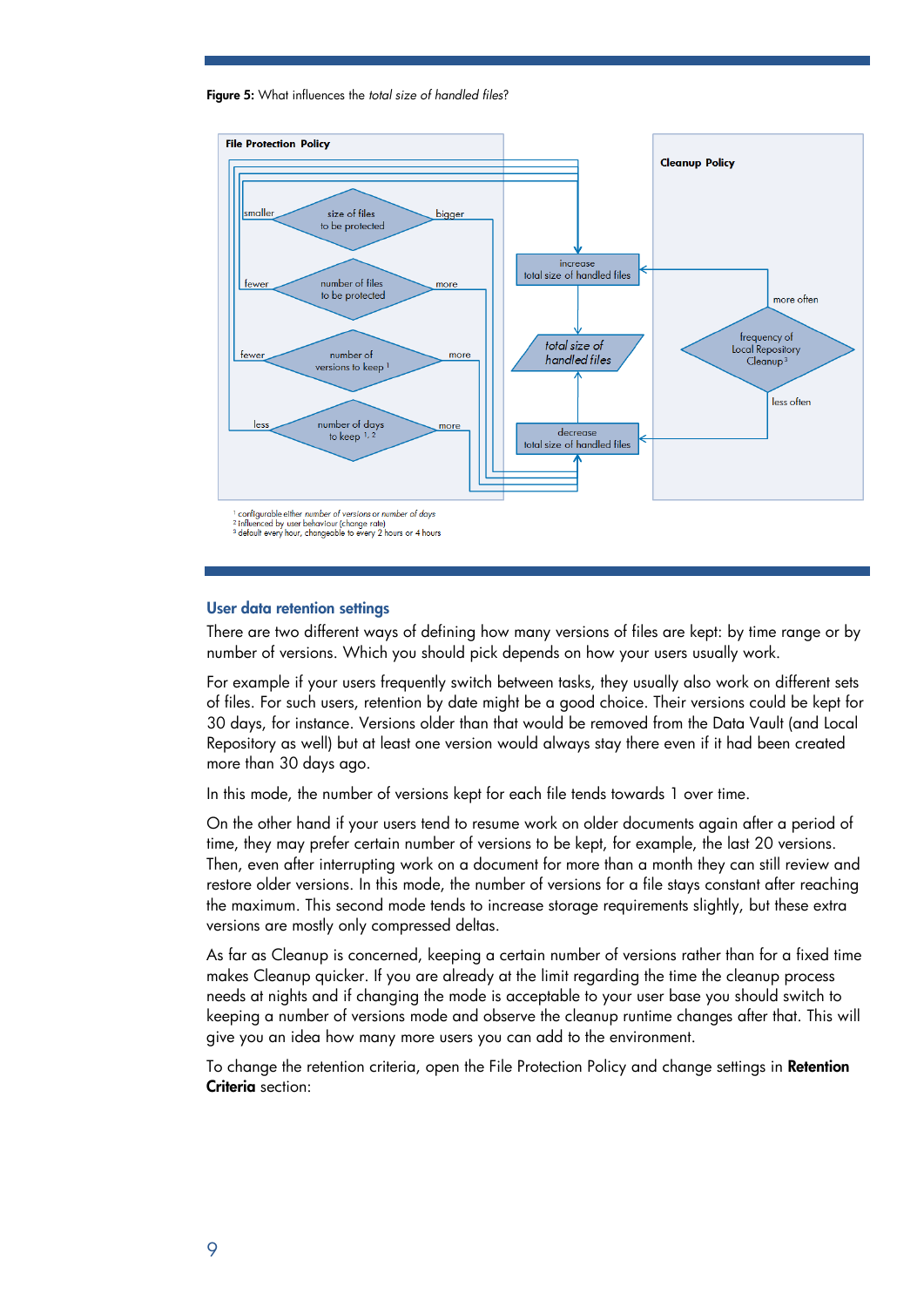**Figure 5:** What influences the *total size of handled files*?

File Protection Policy

smaller — size of files to be protected — bigger

fewer — number of files to be protected — more

fewer — number of versions to keep [1] — more

less — number of days to keep [1, 2] — more

increase total size of handled files

*total size of handled files*

decrease total size of handled files

Cleanup Policy

more often — frequency of Local Repository Cleanup [3] — less often

[1] configurable either *number of versions* or *number of days*
[2] Influenced by user behaviour (change rate)
[3] default every hour, changeable to every 2 hours or 4 hours

## User data retention settings

There are two different ways of defining how many versions of files are kept: by time range or by number of versions. Which you should pick depends on how your users usually work.

For example if your users frequently switch between tasks, they usually also work on different sets of files. For such users, retention by date might be a good choice. Their versions could be kept for 30 days, for instance. Versions older than that would be removed from the Data Vault (and Local Repository as well) but at least one version would always stay there even if it had been created more than 30 days ago.

In this mode, the number of versions kept for each file tends towards 1 over time.

On the other hand if your users tend to resume work on older documents again after a period of time, they may prefer certain number of versions to be kept, for example, the last 20 versions. Then, even after interrupting work on a document for more than a month they can still review and restore older versions. In this mode, the number of versions for a file stays constant after reaching the maximum. This second mode tends to increase storage requirements slightly, but these extra versions are mostly only compressed deltas.

As far as Cleanup is concerned, keeping a certain number of versions rather than for a fixed time makes Cleanup quicker. If you are already at the limit regarding the time the cleanup process needs at nights and if changing the mode is acceptable to your user base you should switch to keeping a number of versions mode and observe the cleanup runtime changes after that. This will give you an idea how many more users you can add to the environment.

To change the retention criteria, open the File Protection Policy and change settings in **Retention Criteria** section: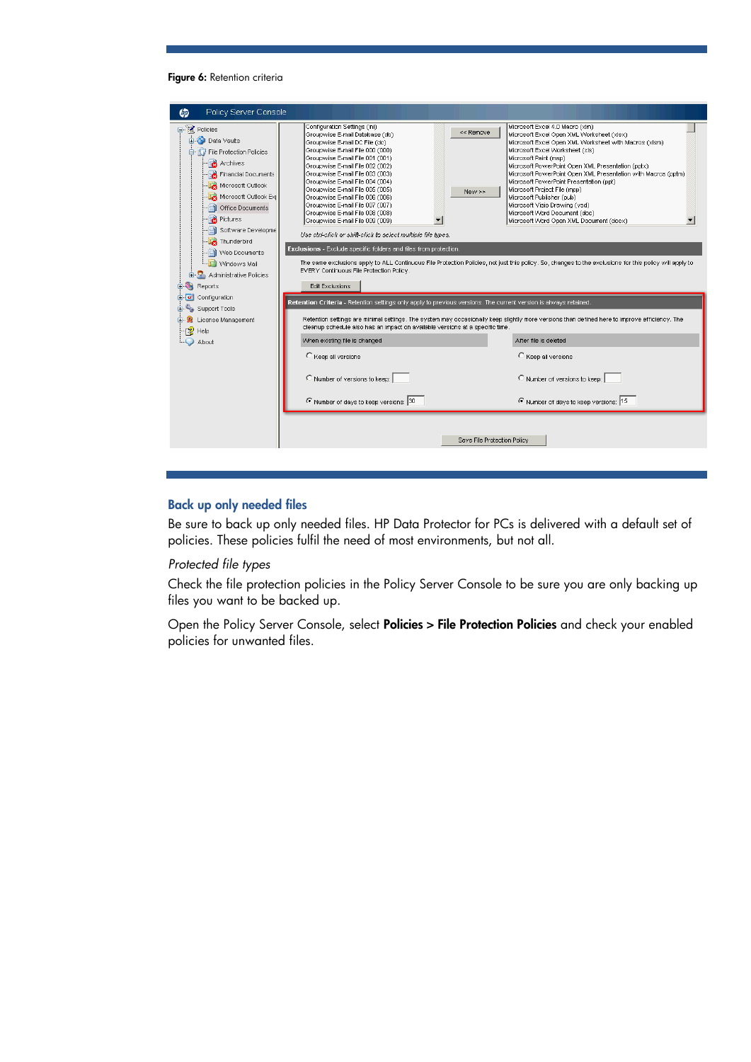**Figure 6:** Retention criteria

## Back up only needed files

Be sure to back up only needed files. HP Data Protector for PCs is delivered with a default set of policies. These policies fulfil the need of most environments, but not all.

*Protected file types*

Check the file protection policies in the Policy Server Console to be sure you are only backing up files you want to be backed up.

Open the Policy Server Console, select **Policies > File Protection Policies** and check your enabled policies for unwanted files.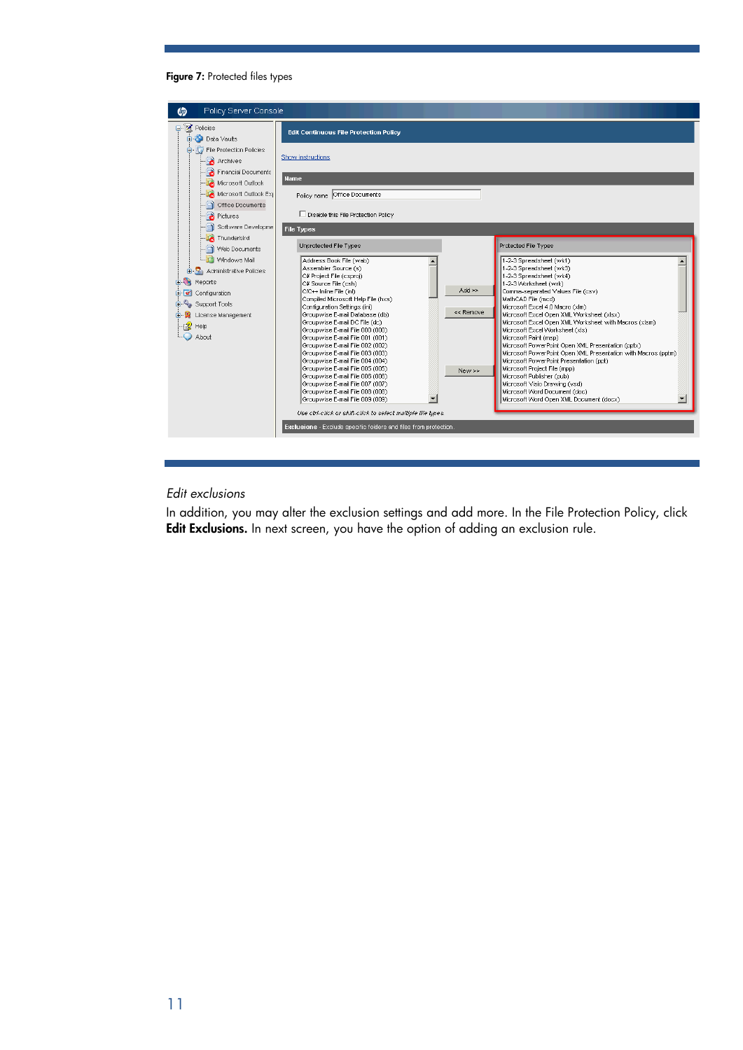**Figure 7:** Protected files types

*Edit exclusions*

In addition, you may alter the exclusion settings and add more. In the File Protection Policy, click **Edit Exclusions.** In next screen, you have the option of adding an exclusion rule.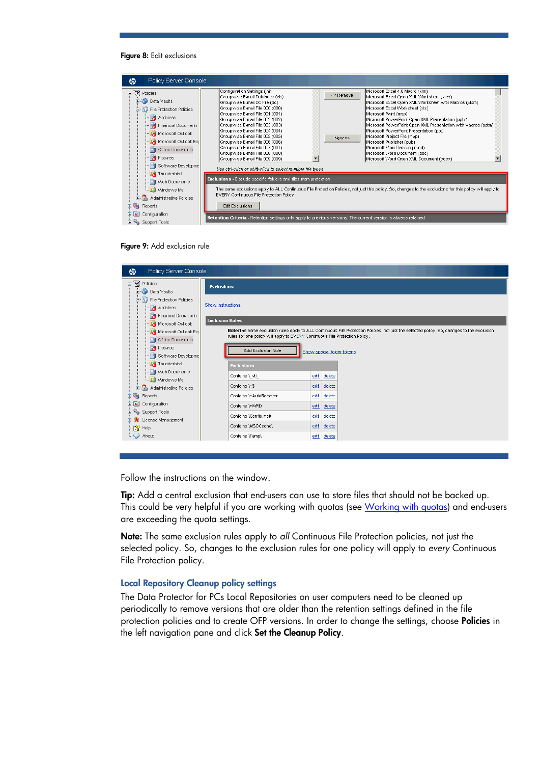**Figure 8:** Edit exclusions

**Figure 9:** Add exclusion rule

Follow the instructions on the window.

**Tip:** Add a central exclusion that end-users can use to store files that should not be backed up. This could be very helpful if you are working with quotas (see Working with quotas) and end-users are exceeding the quota settings.

**Note:** The same exclusion rules apply to *all* Continuous File Protection policies, not just the selected policy. So, changes to the exclusion rules for one policy will apply to *every* Continuous File Protection policy.

### Local Repository Cleanup policy settings

The Data Protector for PCs Local Repositories on user computers need to be cleaned up periodically to remove versions that are older than the retention settings defined in the file protection policies and to create OFP versions. In order to change the settings, choose **Policies** in the left navigation pane and click **Set the Cleanup Policy**.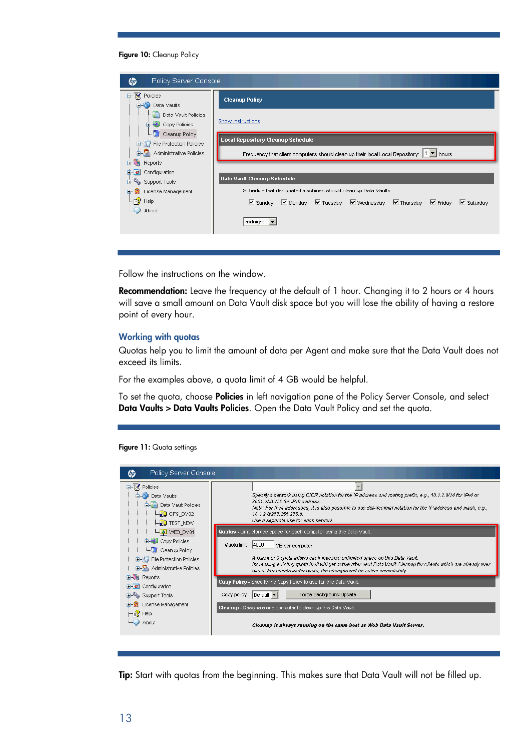**Figure 10:** Cleanup Policy

Follow the instructions on the window.

**Recommendation:** Leave the frequency at the default of 1 hour. Changing it to 2 hours or 4 hours will save a small amount on Data Vault disk space but you will lose the ability of having a restore point of every hour.

## Working with quotas

Quotas help you to limit the amount of data per Agent and make sure that the Data Vault does not exceed its limits.

For the examples above, a quota limit of 4 GB would be helpful.

To set the quota, choose **Policies** in left navigation pane of the Policy Server Console, and select **Data Vaults > Data Vaults Policies**. Open the Data Vault Policy and set the quota.

**Figure 11:** Quota settings

**Tip:** Start with quotas from the beginning. This makes sure that Data Vault will not be filled up.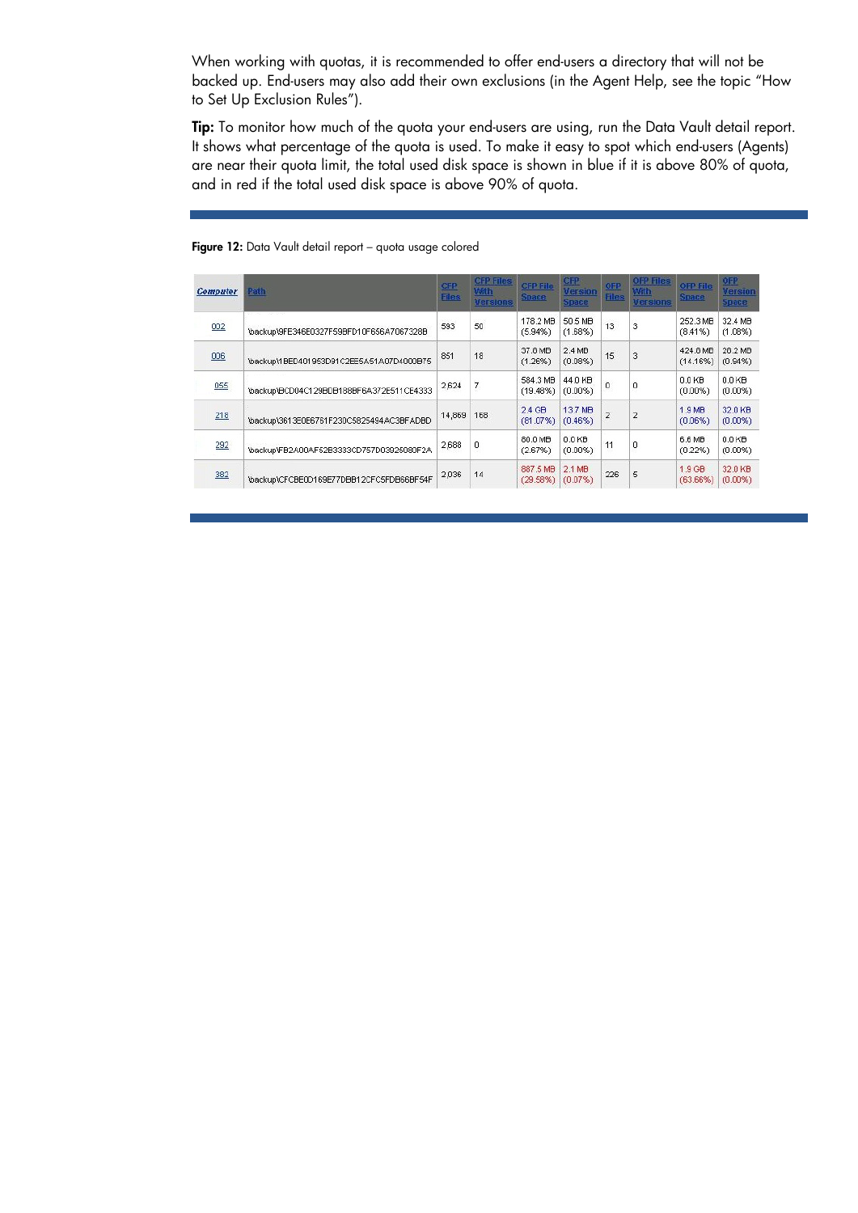When working with quotas, it is recommended to offer end-users a directory that will not be backed up. End-users may also add their own exclusions (in the Agent Help, see the topic "How to Set Up Exclusion Rules").

**Tip:** To monitor how much of the quota your end-users are using, run the Data Vault detail report. It shows what percentage of the quota is used. To make it easy to spot which end-users (Agents) are near their quota limit, the total used disk space is shown in blue if it is above 80% of quota, and in red if the total used disk space is above 90% of quota.

**Figure 12:** Data Vault detail report – quota usage colored

| Computer | Path | CFP Files | CFP Files With Versions | CFP File Space | CFP Version Space | OFP Files | OFP Files With Versions | OFP File Space | OFP Version Space |
|---|---|---|---|---|---|---|---|---|---|
| 002 | \backup\9FE346E0327F59BFD10F656A7067328B | 593 | 50 | 178.2 MB (5.94%) | 50.5 MB (1.68%) | 13 | 3 | 252.3 MB (8.41%) | 32.4 MB (1.08%) |
| 006 | \backup\1BED401953D91C2EE5A51A07D4000B75 | 851 | 18 | 37.8 MB (1.26%) | 2.4 MB (0.08%) | 15 | 3 | 424.8 MB (14.16%) | 28.2 MB (0.94%) |
| 055 | \backup\BCD04C129BDB188BF6A372E511CE4333 | 2,624 | 7 | 584.3 MB (19.48%) | 44.0 KB (0.00%) | 0 | 0 | 0.0 KB (0.00%) | 0.0 KB (0.00%) |
| 218 | \backup\3613E0E6751F230C5825494AC3BFADBD | 14,869 | 168 | 2.4 GB (81.07%) | 13.7 MB (0.46%) | 2 | 2 | 1.9 MB (0.06%) | 32.0 KB (0.00%) |
| 292 | \backup\FB2A00AF52B3333CD757D03925080F2A | 2,688 | 0 | 80.0 MB (2.67%) | 0.0 KB (0.00%) | 11 | 0 | 6.6 MB (0.22%) | 0.0 KB (0.00%) |
| 382 | \backup\CFCBE0D169E77DBB12CFC5FDB66BF54F | 2,036 | 14 | 887.5 MB (29.58%) | 2.1 MB (0.07%) | 226 | 5 | 1.9 GB (63.66%) | 32.0 KB (0.00%) |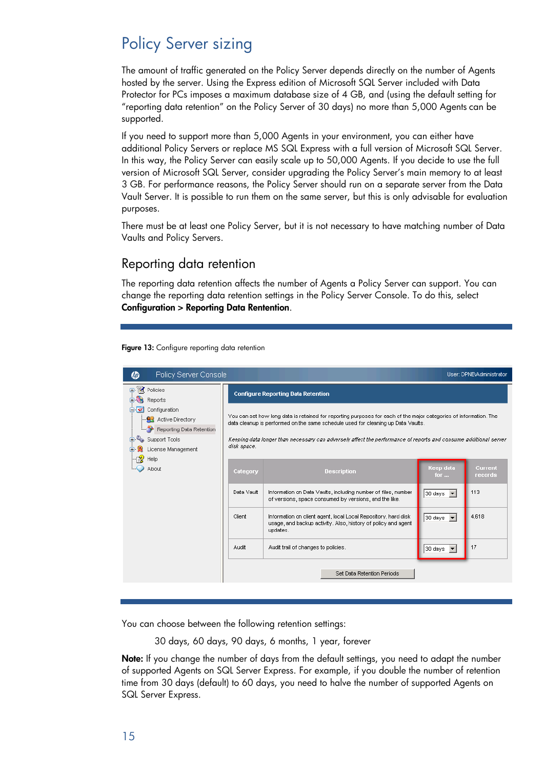## Policy Server sizing

The amount of traffic generated on the Policy Server depends directly on the number of Agents hosted by the server. Using the Express edition of Microsoft SQL Server included with Data Protector for PCs imposes a maximum database size of 4 GB, and (using the default setting for "reporting data retention" on the Policy Server of 30 days) no more than 5,000 Agents can be supported.

If you need to support more than 5,000 Agents in your environment, you can either have additional Policy Servers or replace MS SQL Express with a full version of Microsoft SQL Server. In this way, the Policy Server can easily scale up to 50,000 Agents. If you decide to use the full version of Microsoft SQL Server, consider upgrading the Policy Server's main memory to at least 3 GB. For performance reasons, the Policy Server should run on a separate server from the Data Vault Server. It is possible to run them on the same server, but this is only advisable for evaluation purposes.

There must be at least one Policy Server, but it is not necessary to have matching number of Data Vaults and Policy Servers.

### Reporting data retention

The reporting data retention affects the number of Agents a Policy Server can support. You can change the reporting data retention settings in the Policy Server Console. To do this, select **Configuration > Reporting Data Rentention**.

**Figure 13:** Configure reporting data retention

You can choose between the following retention settings:

30 days, 60 days, 90 days, 6 months, 1 year, forever

**Note:** If you change the number of days from the default settings, you need to adapt the number of supported Agents on SQL Server Express. For example, if you double the number of retention time from 30 days (default) to 60 days, you need to halve the number of supported Agents on SQL Server Express.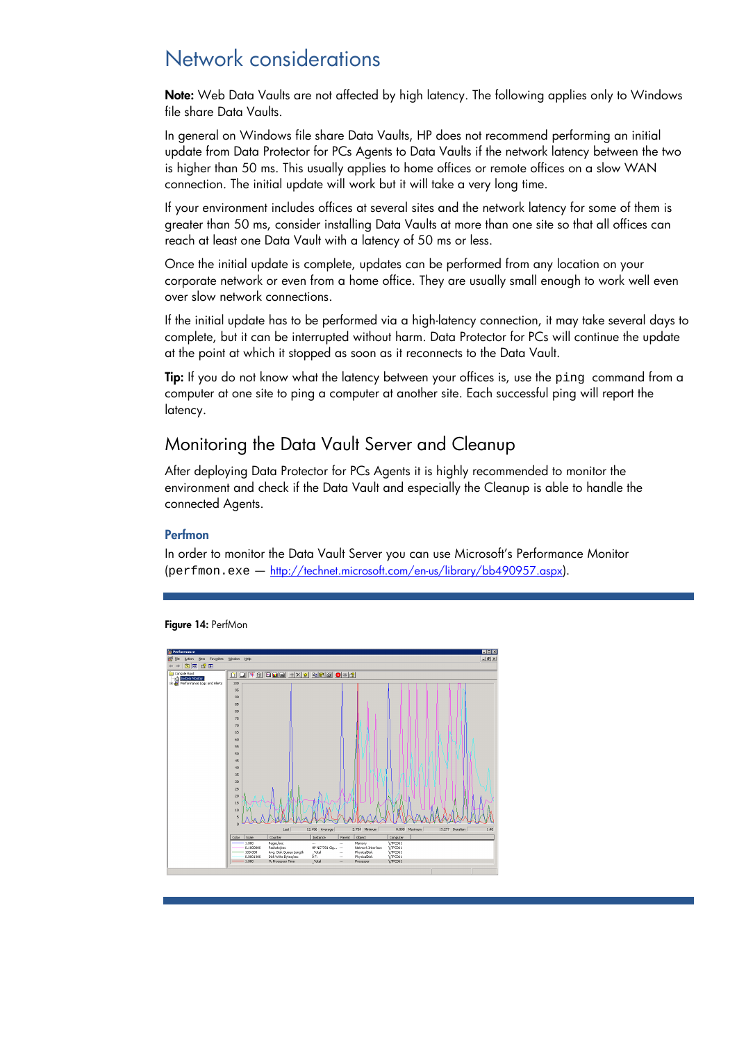# Network considerations

**Note:** Web Data Vaults are not affected by high latency. The following applies only to Windows file share Data Vaults.

In general on Windows file share Data Vaults, HP does not recommend performing an initial update from Data Protector for PCs Agents to Data Vaults if the network latency between the two is higher than 50 ms. This usually applies to home offices or remote offices on a slow WAN connection. The initial update will work but it will take a very long time.

If your environment includes offices at several sites and the network latency for some of them is greater than 50 ms, consider installing Data Vaults at more than one site so that all offices can reach at least one Data Vault with a latency of 50 ms or less.

Once the initial update is complete, updates can be performed from any location on your corporate network or even from a home office. They are usually small enough to work well even over slow network connections.

If the initial update has to be performed via a high-latency connection, it may take several days to complete, but it can be interrupted without harm. Data Protector for PCs will continue the update at the point at which it stopped as soon as it reconnects to the Data Vault.

**Tip:** If you do not know what the latency between your offices is, use the `ping` command from a computer at one site to ping a computer at another site. Each successful ping will report the latency.

## Monitoring the Data Vault Server and Cleanup

After deploying Data Protector for PCs Agents it is highly recommended to monitor the environment and check if the Data Vault and especially the Cleanup is able to handle the connected Agents.

### Perfmon

In order to monitor the Data Vault Server you can use Microsoft's Performance Monitor (`perfmon.exe` — http://technet.microsoft.com/en-us/library/bb490957.aspx).

**Figure 14:** PerfMon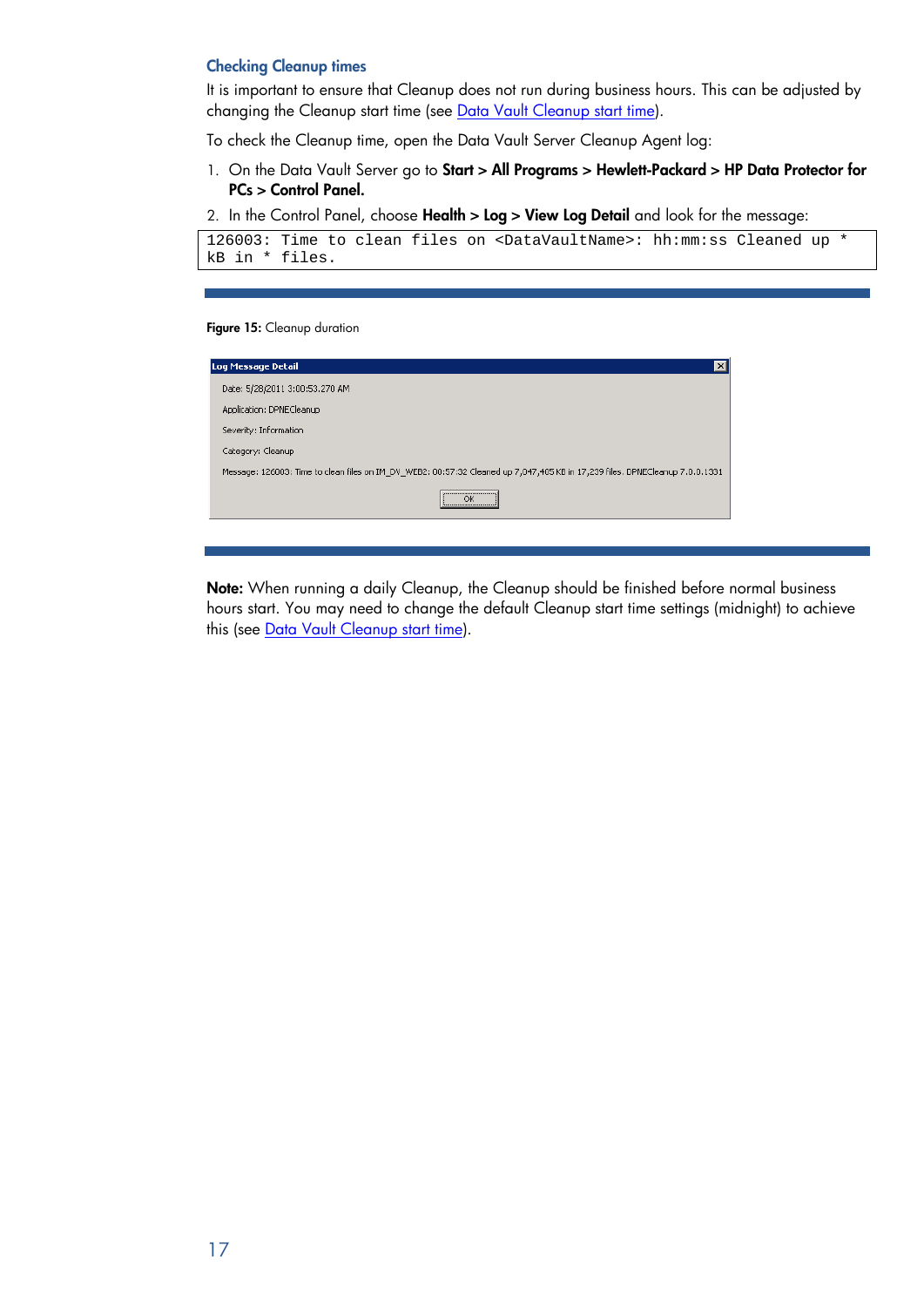### Checking Cleanup times

It is important to ensure that Cleanup does not run during business hours. This can be adjusted by changing the Cleanup start time (see Data Vault Cleanup start time).

To check the Cleanup time, open the Data Vault Server Cleanup Agent log:

1. On the Data Vault Server go to **Start > All Programs > Hewlett-Packard > HP Data Protector for PCs > Control Panel.**
2. In the Control Panel, choose **Health > Log > View Log Detail** and look for the message:

```
126003: Time to clean files on <DataVaultName>: hh:mm:ss Cleaned up *
kB in * files.
```

**Figure 15:** Cleanup duration

Log Message Detail

Date: 5/28/2011 3:00:53.270 AM

Application: DPNECleanup

Severity: Information

Category: Cleanup

Message: 126003: Time to clean files on IM_DV_WEB2: 00:57:32 Cleaned up 7,047,405 KB in 17,239 files. DPNECleanup 7.0.0.1331

OK

**Note:** When running a daily Cleanup, the Cleanup should be finished before normal business hours start. You may need to change the default Cleanup start time settings (midnight) to achieve this (see Data Vault Cleanup start time).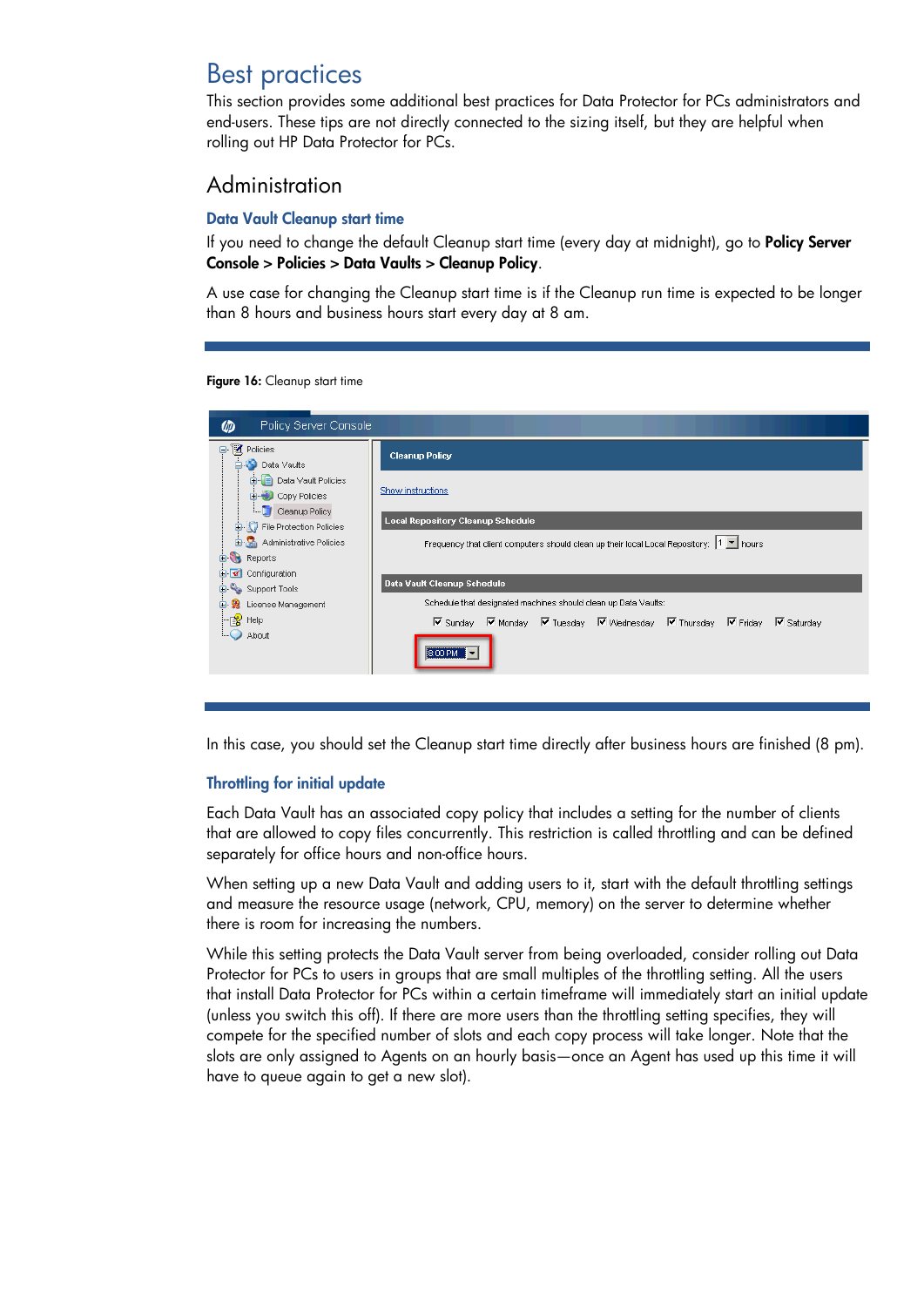# Best practices

This section provides some additional best practices for Data Protector for PCs administrators and end-users. These tips are not directly connected to the sizing itself, but they are helpful when rolling out HP Data Protector for PCs.

## Administration

### Data Vault Cleanup start time

If you need to change the default Cleanup start time (every day at midnight), go to **Policy Server Console** > **Policies** > **Data Vaults** > **Cleanup Policy**.

A use case for changing the Cleanup start time is if the Cleanup run time is expected to be longer than 8 hours and business hours start every day at 8 am.

**Figure 16:** Cleanup start time

In this case, you should set the Cleanup start time directly after business hours are finished (8 pm).

### Throttling for initial update

Each Data Vault has an associated copy policy that includes a setting for the number of clients that are allowed to copy files concurrently. This restriction is called throttling and can be defined separately for office hours and non-office hours.

When setting up a new Data Vault and adding users to it, start with the default throttling settings and measure the resource usage (network, CPU, memory) on the server to determine whether there is room for increasing the numbers.

While this setting protects the Data Vault server from being overloaded, consider rolling out Data Protector for PCs to users in groups that are small multiples of the throttling setting. All the users that install Data Protector for PCs within a certain timeframe will immediately start an initial update (unless you switch this off). If there are more users than the throttling setting specifies, they will compete for the specified number of slots and each copy process will take longer. Note that the slots are only assigned to Agents on an hourly basis—once an Agent has used up this time it will have to queue again to get a new slot).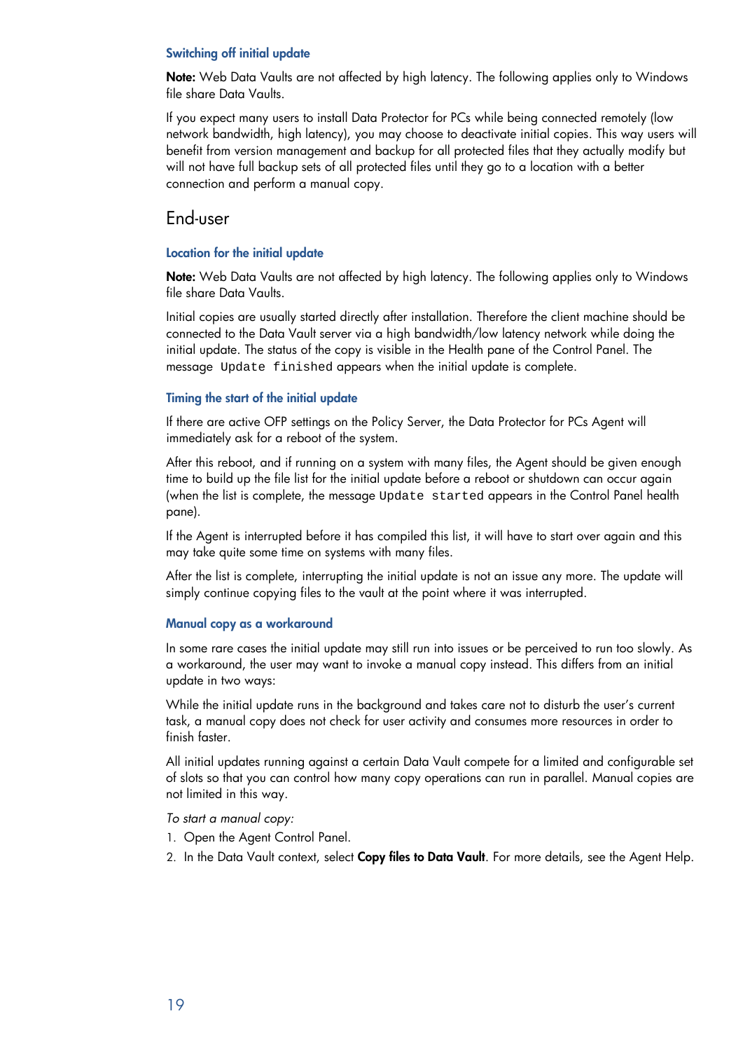### Switching off initial update

**Note:** Web Data Vaults are not affected by high latency. The following applies only to Windows file share Data Vaults.

If you expect many users to install Data Protector for PCs while being connected remotely (low network bandwidth, high latency), you may choose to deactivate initial copies. This way users will benefit from version management and backup for all protected files that they actually modify but will not have full backup sets of all protected files until they go to a location with a better connection and perform a manual copy.

## End-user

### Location for the initial update

**Note:** Web Data Vaults are not affected by high latency. The following applies only to Windows file share Data Vaults.

Initial copies are usually started directly after installation. Therefore the client machine should be connected to the Data Vault server via a high bandwidth/low latency network while doing the initial update. The status of the copy is visible in the Health pane of the Control Panel. The message `Update finished` appears when the initial update is complete.

### Timing the start of the initial update

If there are active OFP settings on the Policy Server, the Data Protector for PCs Agent will immediately ask for a reboot of the system.

After this reboot, and if running on a system with many files, the Agent should be given enough time to build up the file list for the initial update before a reboot or shutdown can occur again (when the list is complete, the message `Update started` appears in the Control Panel health pane).

If the Agent is interrupted before it has compiled this list, it will have to start over again and this may take quite some time on systems with many files.

After the list is complete, interrupting the initial update is not an issue any more. The update will simply continue copying files to the vault at the point where it was interrupted.

### Manual copy as a workaround

In some rare cases the initial update may still run into issues or be perceived to run too slowly. As a workaround, the user may want to invoke a manual copy instead. This differs from an initial update in two ways:

While the initial update runs in the background and takes care not to disturb the user's current task, a manual copy does not check for user activity and consumes more resources in order to finish faster.

All initial updates running against a certain Data Vault compete for a limited and configurable set of slots so that you can control how many copy operations can run in parallel. Manual copies are not limited in this way.

*To start a manual copy:*

1. Open the Agent Control Panel.
2. In the Data Vault context, select **Copy files to Data Vault**. For more details, see the Agent Help.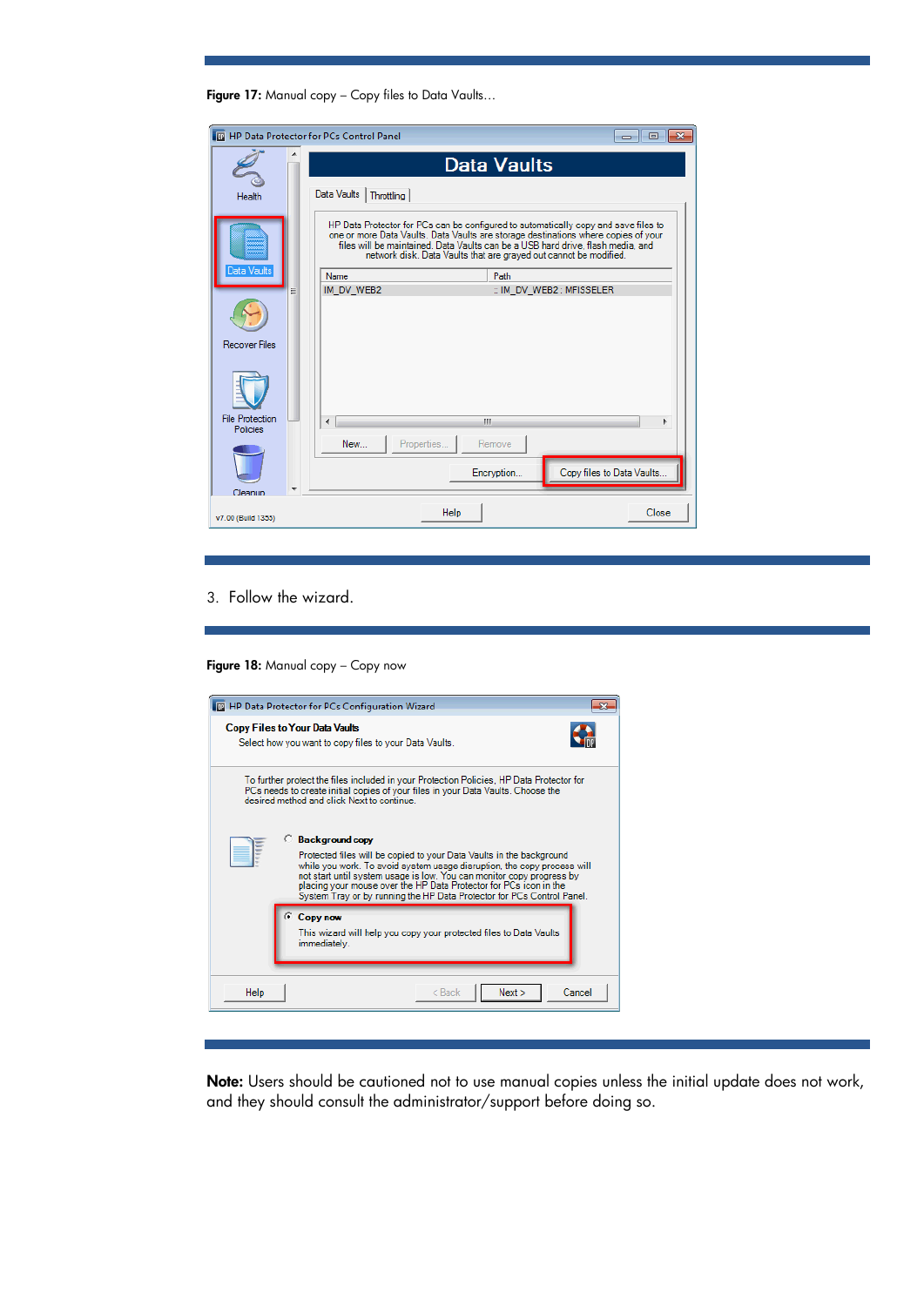**Figure 17:** Manual copy – Copy files to Data Vaults…

3. Follow the wizard.

**Figure 18:** Manual copy – Copy now

**Note:** Users should be cautioned not to use manual copies unless the initial update does not work, and they should consult the administrator/support before doing so.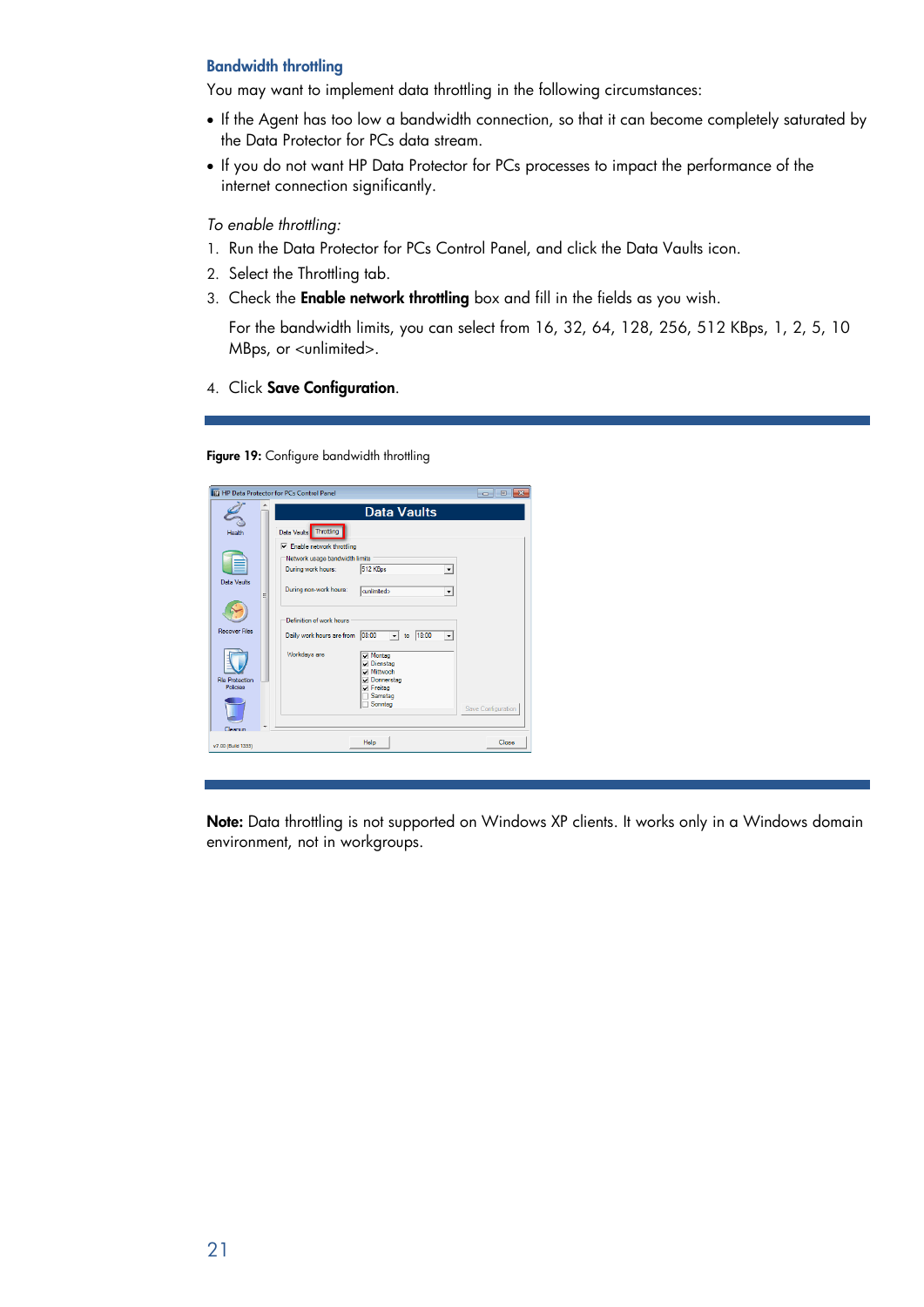### Bandwidth throttling

You may want to implement data throttling in the following circumstances:

- If the Agent has too low a bandwidth connection, so that it can become completely saturated by the Data Protector for PCs data stream.
- If you do not want HP Data Protector for PCs processes to impact the performance of the internet connection significantly.

*To enable throttling:*

1. Run the Data Protector for PCs Control Panel, and click the Data Vaults icon.
2. Select the Throttling tab.
3. Check the **Enable network throttling** box and fill in the fields as you wish.

   For the bandwidth limits, you can select from 16, 32, 64, 128, 256, 512 KBps, 1, 2, 5, 10 MBps, or <unlimited>.

4. Click **Save Configuration**.

**Figure 19:** Configure bandwidth throttling

**Note:** Data throttling is not supported on Windows XP clients. It works only in a Windows domain environment, not in workgroups.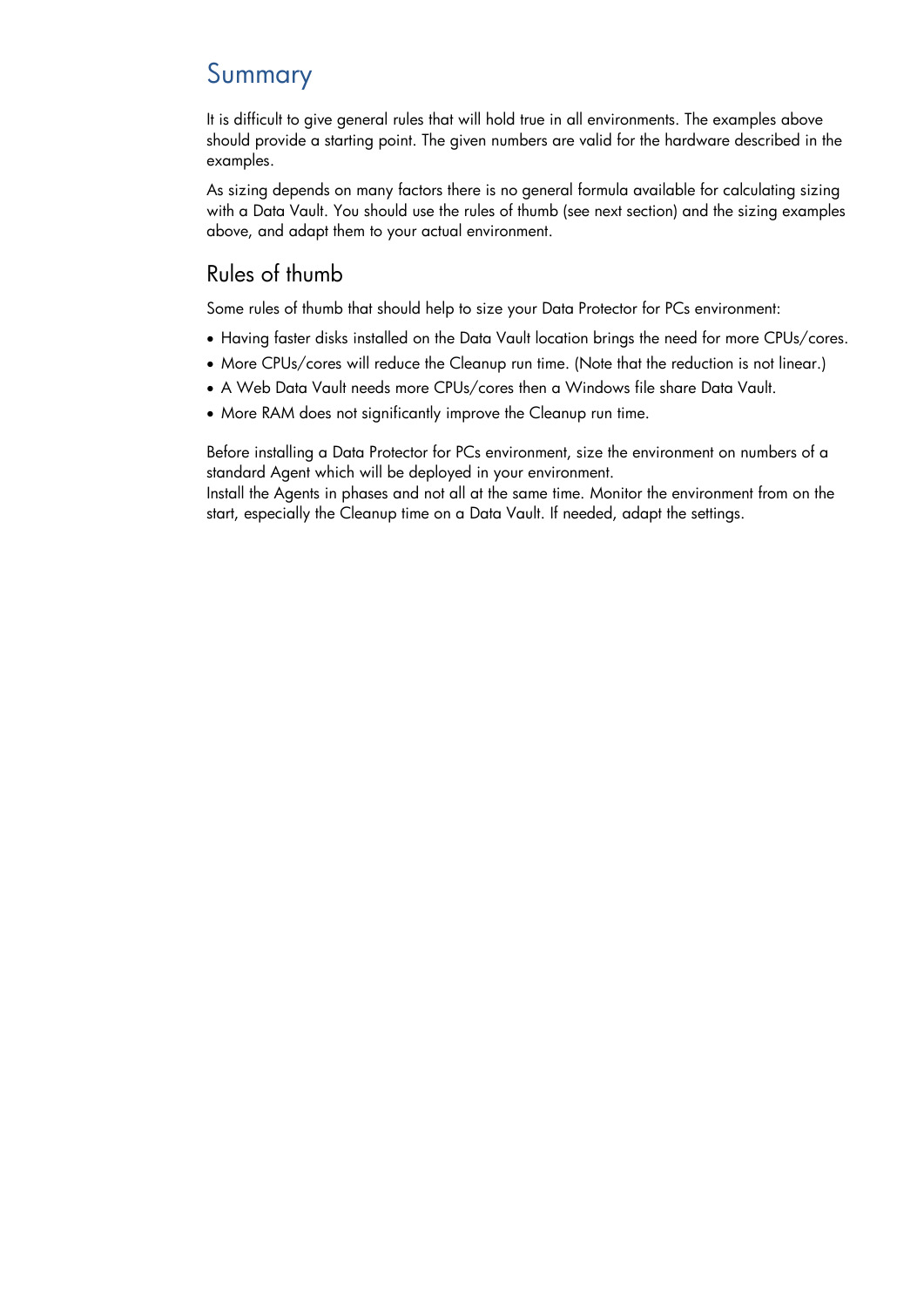# Summary

It is difficult to give general rules that will hold true in all environments. The examples above should provide a starting point. The given numbers are valid for the hardware described in the examples.

As sizing depends on many factors there is no general formula available for calculating sizing with a Data Vault. You should use the rules of thumb (see next section) and the sizing examples above, and adapt them to your actual environment.

## Rules of thumb

Some rules of thumb that should help to size your Data Protector for PCs environment:

- Having faster disks installed on the Data Vault location brings the need for more CPUs/cores.
- More CPUs/cores will reduce the Cleanup run time. (Note that the reduction is not linear.)
- A Web Data Vault needs more CPUs/cores then a Windows file share Data Vault.
- More RAM does not significantly improve the Cleanup run time.

Before installing a Data Protector for PCs environment, size the environment on numbers of a standard Agent which will be deployed in your environment.
Install the Agents in phases and not all at the same time. Monitor the environment from on the start, especially the Cleanup time on a Data Vault. If needed, adapt the settings.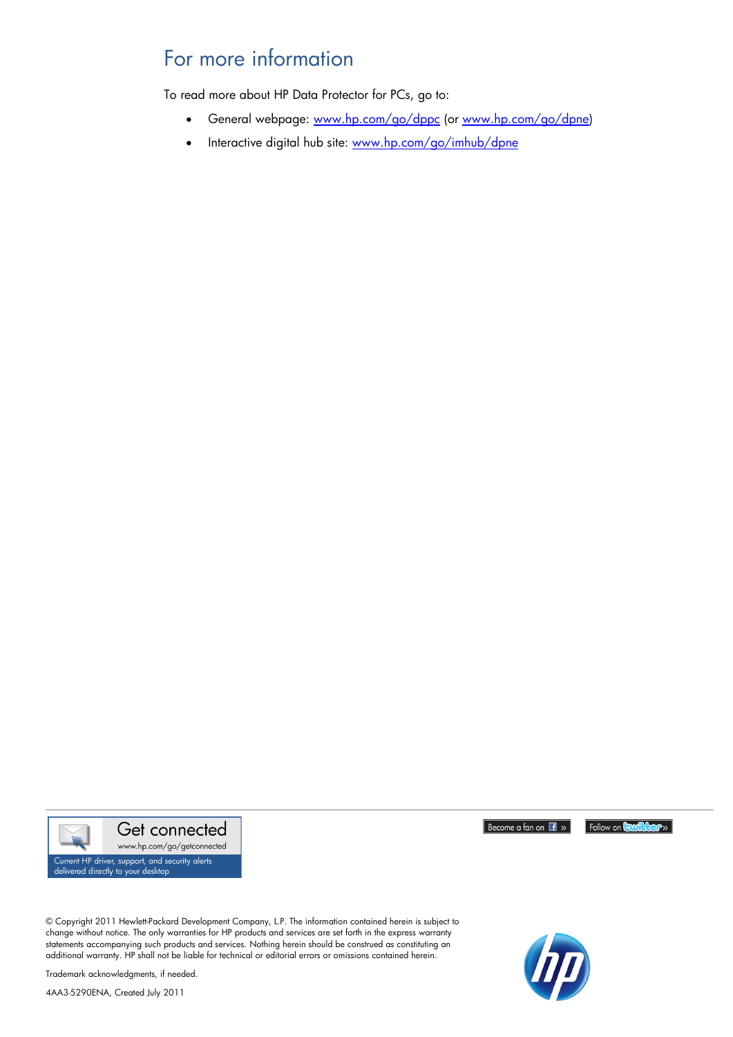# For more information

To read more about HP Data Protector for PCs, go to:

- General webpage: www.hp.com/go/dppc (or www.hp.com/go/dpne)
- Interactive digital hub site: www.hp.com/go/imhub/dpne

Get connected
www.hp.com/go/getconnected
Current HP driver, support, and security alerts delivered directly to your desktop

Become a fan on »

Follow on twitter »

© Copyright 2011 Hewlett-Packard Development Company, L.P. The information contained herein is subject to change without notice. The only warranties for HP products and services are set forth in the express warranty statements accompanying such products and services. Nothing herein should be construed as constituting an additional warranty. HP shall not be liable for technical or editorial errors or omissions contained herein.

Trademark acknowledgments, if needed.

4AA3-5290ENA, Created July 2011